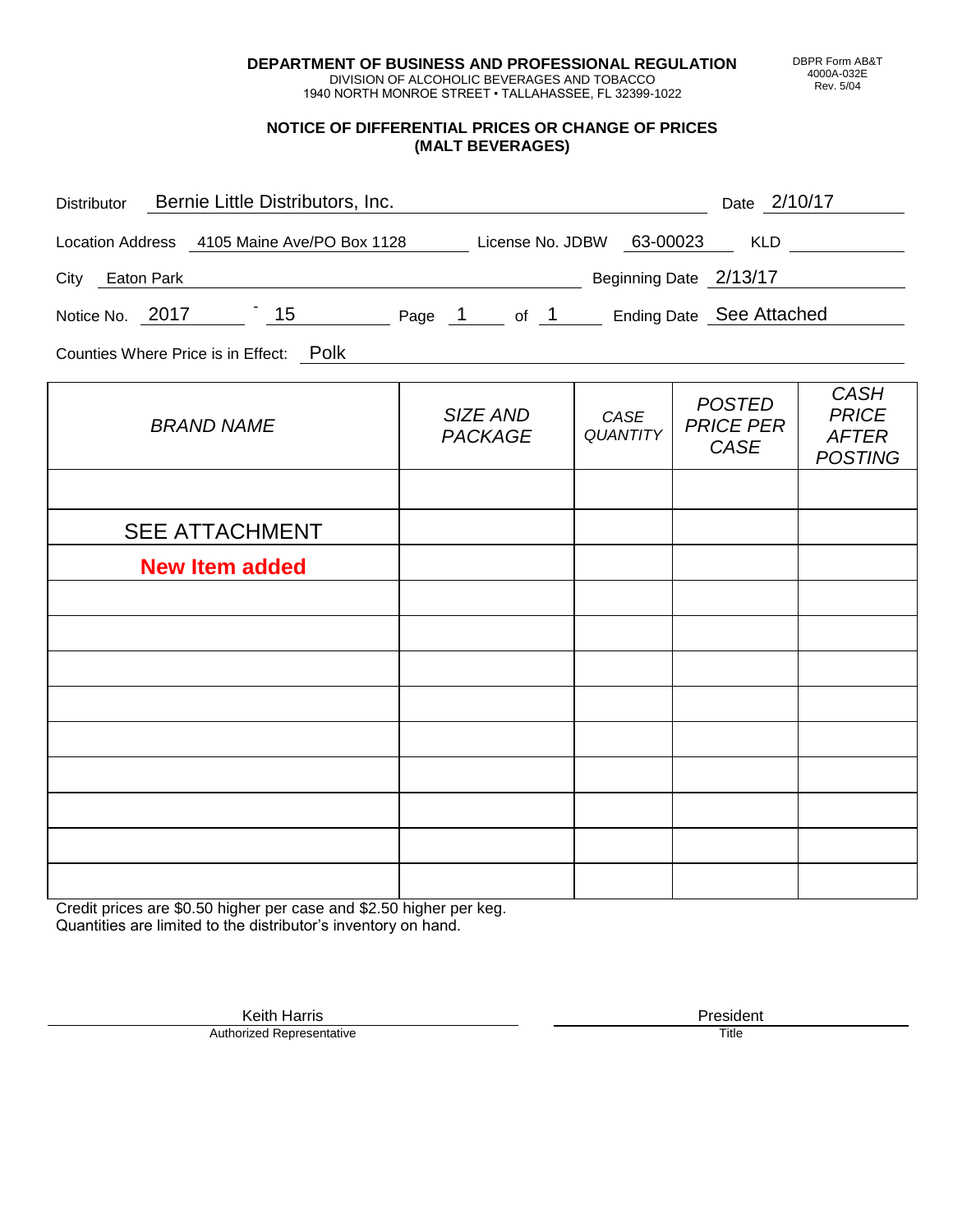**DEPARTMENT OF BUSINESS AND PROFESSIONAL REGULATION**
DIVISION OF ALCOHOLIC BEVERAGES AND TOBACCO
1940 NORTH MONROE STREET • TALLAHASSEE, FL 32399-1022

DBPR Form AB&T 4000A-032E Rev. 5/04

## NOTICE OF DIFFERENTIAL PRICES OR CHANGE OF PRICES (MALT BEVERAGES)

Distributor: Bernie Little Distributors, Inc. Date: 2/10/17

Location Address: 4105 Maine Ave/PO Box 1128 License No. JDBW: 63-00023 KLD:

City: Eaton Park Beginning Date: 2/13/17

Notice No. 2017 - 15 Page 1 of 1 Ending Date: See Attached

Counties Where Price is in Effect: Polk

| *BRAND NAME* | *SIZE AND PACKAGE* | *CASE QUANTITY* | *POSTED PRICE PER CASE* | *CASH PRICE AFTER POSTING* |
|---|---|---|---|---|
| | | | | |
| SEE ATTACHMENT | | | | |
| **New Item added** | | | | |
| | | | | |
| | | | | |
| | | | | |
| | | | | |
| | | | | |
| | | | | |
| | | | | |
| | | | | |
| | | | | |

Credit prices are $0.50 higher per case and $2.50 higher per keg.
Quantities are limited to the distributor's inventory on hand.

Keith Harris — Authorized Representative

President — Title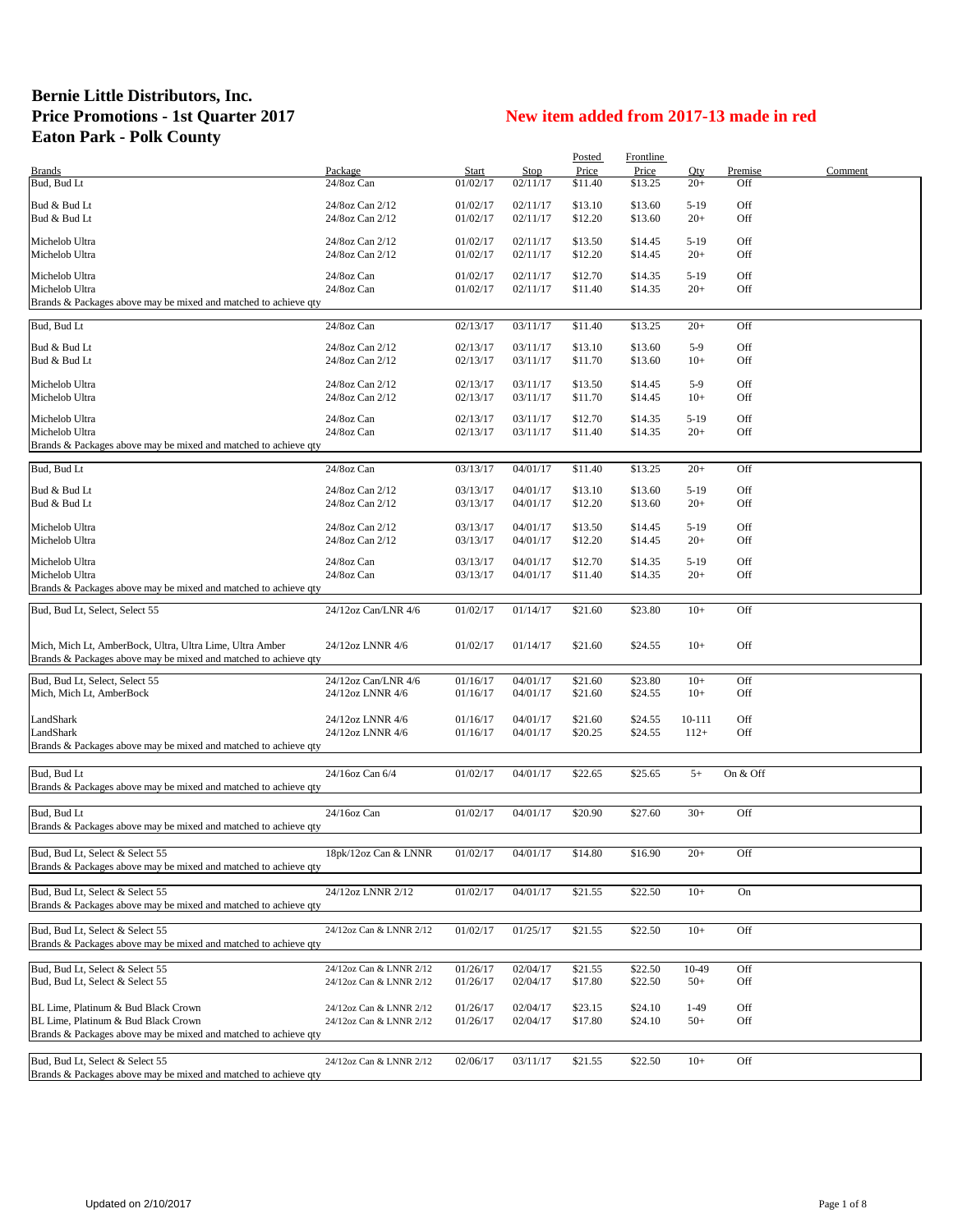# Bernie Little Distributors, Inc.
# Price Promotions - 1st Quarter 2017
# Eaton Park - Polk County

## New item added from 2017-13 made in red

| Brands | Package | Start | Stop | Posted Price | Frontline Price | Qty | Premise | Comment |
|---|---|---|---|---|---|---|---|---|
| Bud, Bud Lt | 24/8oz Can | 01/02/17 | 02/11/17 | $11.40 | $13.25 | 20+ | Off | |
| Bud & Bud Lt | 24/8oz Can 2/12 | 01/02/17 | 02/11/17 | $13.10 | $13.60 | 5-19 | Off | |
| Bud & Bud Lt | 24/8oz Can 2/12 | 01/02/17 | 02/11/17 | $12.20 | $13.60 | 20+ | Off | |
| Michelob Ultra | 24/8oz Can 2/12 | 01/02/17 | 02/11/17 | $13.50 | $14.45 | 5-19 | Off | |
| Michelob Ultra | 24/8oz Can 2/12 | 01/02/17 | 02/11/17 | $12.20 | $14.45 | 20+ | Off | |
| Michelob Ultra | 24/8oz Can | 01/02/17 | 02/11/17 | $12.70 | $14.35 | 5-19 | Off | |
| Michelob Ultra | 24/8oz Can | 01/02/17 | 02/11/17 | $11.40 | $14.35 | 20+ | Off | |
| Brands & Packages above may be mixed and matched to achieve qty | | | | | | | | |
| Bud, Bud Lt | 24/8oz Can | 02/13/17 | 03/11/17 | $11.40 | $13.25 | 20+ | Off | |
| Bud & Bud Lt | 24/8oz Can 2/12 | 02/13/17 | 03/11/17 | $13.10 | $13.60 | 5-9 | Off | |
| Bud & Bud Lt | 24/8oz Can 2/12 | 02/13/17 | 03/11/17 | $11.70 | $13.60 | 10+ | Off | |
| Michelob Ultra | 24/8oz Can 2/12 | 02/13/17 | 03/11/17 | $13.50 | $14.45 | 5-9 | Off | |
| Michelob Ultra | 24/8oz Can 2/12 | 02/13/17 | 03/11/17 | $11.70 | $14.45 | 10+ | Off | |
| Michelob Ultra | 24/8oz Can | 02/13/17 | 03/11/17 | $12.70 | $14.35 | 5-19 | Off | |
| Michelob Ultra | 24/8oz Can | 02/13/17 | 03/11/17 | $11.40 | $14.35 | 20+ | Off | |
| Brands & Packages above may be mixed and matched to achieve qty | | | | | | | | |
| Bud, Bud Lt | 24/8oz Can | 03/13/17 | 04/01/17 | $11.40 | $13.25 | 20+ | Off | |
| Bud & Bud Lt | 24/8oz Can 2/12 | 03/13/17 | 04/01/17 | $13.10 | $13.60 | 5-19 | Off | |
| Bud & Bud Lt | 24/8oz Can 2/12 | 03/13/17 | 04/01/17 | $12.20 | $13.60 | 20+ | Off | |
| Michelob Ultra | 24/8oz Can 2/12 | 03/13/17 | 04/01/17 | $13.50 | $14.45 | 5-19 | Off | |
| Michelob Ultra | 24/8oz Can 2/12 | 03/13/17 | 04/01/17 | $12.20 | $14.45 | 20+ | Off | |
| Michelob Ultra | 24/8oz Can | 03/13/17 | 04/01/17 | $12.70 | $14.35 | 5-19 | Off | |
| Michelob Ultra | 24/8oz Can | 03/13/17 | 04/01/17 | $11.40 | $14.35 | 20+ | Off | |
| Brands & Packages above may be mixed and matched to achieve qty | | | | | | | | |
| Bud, Bud Lt, Select, Select 55 | 24/12oz Can/LNR 4/6 | 01/02/17 | 01/14/17 | $21.60 | $23.80 | 10+ | Off | |
| Mich, Mich Lt, AmberBock, Ultra, Ultra Lime, Ultra Amber | 24/12oz LNNR 4/6 | 01/02/17 | 01/14/17 | $21.60 | $24.55 | 10+ | Off | |
| Brands & Packages above may be mixed and matched to achieve qty | | | | | | | | |
| Bud, Bud Lt, Select, Select 55 | 24/12oz Can/LNR 4/6 | 01/16/17 | 04/01/17 | $21.60 | $23.80 | 10+ | Off | |
| Mich, Mich Lt, AmberBock | 24/12oz LNNR 4/6 | 01/16/17 | 04/01/17 | $21.60 | $24.55 | 10+ | Off | |
| LandShark | 24/12oz LNNR 4/6 | 01/16/17 | 04/01/17 | $21.60 | $24.55 | 10-111 | Off | |
| LandShark | 24/12oz LNNR 4/6 | 01/16/17 | 04/01/17 | $20.25 | $24.55 | 112+ | Off | |
| Brands & Packages above may be mixed and matched to achieve qty | | | | | | | | |
| Bud, Bud Lt | 24/16oz Can 6/4 | 01/02/17 | 04/01/17 | $22.65 | $25.65 | 5+ | On & Off | |
| Brands & Packages above may be mixed and matched to achieve qty | | | | | | | | |
| Bud, Bud Lt | 24/16oz Can | 01/02/17 | 04/01/17 | $20.90 | $27.60 | 30+ | Off | |
| Brands & Packages above may be mixed and matched to achieve qty | | | | | | | | |
| Bud, Bud Lt, Select & Select 55 | 18pk/12oz Can & LNNR | 01/02/17 | 04/01/17 | $14.80 | $16.90 | 20+ | Off | |
| Brands & Packages above may be mixed and matched to achieve qty | | | | | | | | |
| Bud, Bud Lt, Select & Select 55 | 24/12oz LNNR 2/12 | 01/02/17 | 04/01/17 | $21.55 | $22.50 | 10+ | On | |
| Brands & Packages above may be mixed and matched to achieve qty | | | | | | | | |
| Bud, Bud Lt, Select & Select 55 | 24/12oz Can & LNNR 2/12 | 01/02/17 | 01/25/17 | $21.55 | $22.50 | 10+ | Off | |
| Brands & Packages above may be mixed and matched to achieve qty | | | | | | | | |
| Bud, Bud Lt, Select & Select 55 | 24/12oz Can & LNNR 2/12 | 01/26/17 | 02/04/17 | $21.55 | $22.50 | 10-49 | Off | |
| Bud, Bud Lt, Select & Select 55 | 24/12oz Can & LNNR 2/12 | 01/26/17 | 02/04/17 | $17.80 | $22.50 | 50+ | Off | |
| BL Lime, Platinum & Bud Black Crown | 24/12oz Can & LNNR 2/12 | 01/26/17 | 02/04/17 | $23.15 | $24.10 | 1-49 | Off | |
| BL Lime, Platinum & Bud Black Crown | 24/12oz Can & LNNR 2/12 | 01/26/17 | 02/04/17 | $17.80 | $24.10 | 50+ | Off | |
| Brands & Packages above may be mixed and matched to achieve qty | | | | | | | | |
| Bud, Bud Lt, Select & Select 55 | 24/12oz Can & LNNR 2/12 | 02/06/17 | 03/11/17 | $21.55 | $22.50 | 10+ | Off | |
| Brands & Packages above may be mixed and matched to achieve qty | | | | | | | | |

Updated on 2/10/2017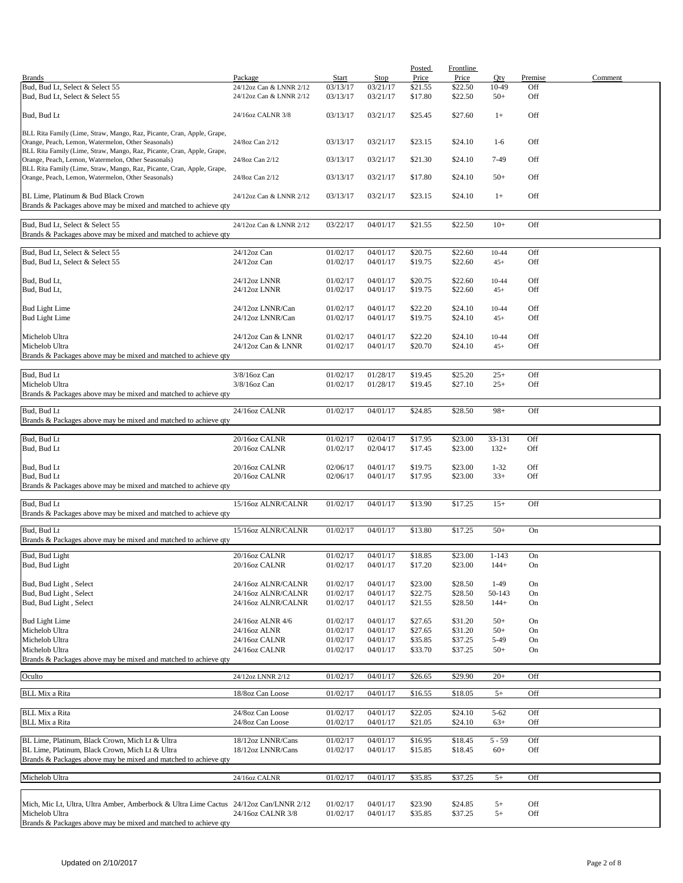| Brands | Package | Start | Stop | Posted Price | Frontline Price | Qty | Premise | Comment |
|---|---|---|---|---|---|---|---|---|
| Bud, Bud Lt, Select & Select 55 | 24/12oz Can & LNNR 2/12 | 03/13/17 | 03/21/17 | $21.55 | $22.50 | 10-49 | Off | |
| Bud, Bud Lt, Select & Select 55 | 24/12oz Can & LNNR 2/12 | 03/13/17 | 03/21/17 | $17.80 | $22.50 | 50+ | Off | |
| Bud, Bud Lt | 24/16oz CALNR 3/8 | 03/13/17 | 03/21/17 | $25.45 | $27.60 | 1+ | Off | |
| BLL Rita Family (Lime, Straw, Mango, Raz, Picante, Cran, Apple, Grape, Orange, Peach, Lemon, Watermelon, Other Seasonals) | 24/8oz Can 2/12 | 03/13/17 | 03/21/17 | $23.15 | $24.10 | 1-6 | Off | |
| BLL Rita Family (Lime, Straw, Mango, Raz, Picante, Cran, Apple, Grape, Orange, Peach, Lemon, Watermelon, Other Seasonals) | 24/8oz Can 2/12 | 03/13/17 | 03/21/17 | $21.30 | $24.10 | 7-49 | Off | |
| BLL Rita Family (Lime, Straw, Mango, Raz, Picante, Cran, Apple, Grape, Orange, Peach, Lemon, Watermelon, Other Seasonals) | 24/8oz Can 2/12 | 03/13/17 | 03/21/17 | $17.80 | $24.10 | 50+ | Off | |
| BL Lime, Platinum & Bud Black Crown | 24/12oz Can & LNNR 2/12 | 03/13/17 | 03/21/17 | $23.15 | $24.10 | 1+ | Off | |
| Brands & Packages above may be mixed and matched to achieve qty | | | | | | | | |
| Bud, Bud Lt, Select & Select 55 | 24/12oz Can & LNNR 2/12 | 03/22/17 | 04/01/17 | $21.55 | $22.50 | 10+ | Off | |
| Brands & Packages above may be mixed and matched to achieve qty | | | | | | | | |
| Bud, Bud Lt, Select & Select 55 | 24/12oz Can | 01/02/17 | 04/01/17 | $20.75 | $22.60 | 10-44 | Off | |
| Bud, Bud Lt, Select & Select 55 | 24/12oz Can | 01/02/17 | 04/01/17 | $19.75 | $22.60 | 45+ | Off | |
| Bud, Bud Lt, | 24/12oz LNNR | 01/02/17 | 04/01/17 | $20.75 | $22.60 | 10-44 | Off | |
| Bud, Bud Lt, | 24/12oz LNNR | 01/02/17 | 04/01/17 | $19.75 | $22.60 | 45+ | Off | |
| Bud Light Lime | 24/12oz LNNR/Can | 01/02/17 | 04/01/17 | $22.20 | $24.10 | 10-44 | Off | |
| Bud Light Lime | 24/12oz LNNR/Can | 01/02/17 | 04/01/17 | $19.75 | $24.10 | 45+ | Off | |
| Michelob Ultra | 24/12oz Can & LNNR | 01/02/17 | 04/01/17 | $22.20 | $24.10 | 10-44 | Off | |
| Michelob Ultra | 24/12oz Can & LNNR | 01/02/17 | 04/01/17 | $20.70 | $24.10 | 45+ | Off | |
| Brands & Packages above may be mixed and matched to achieve qty | | | | | | | | |
| Bud, Bud Lt | 3/8/16oz Can | 01/02/17 | 01/28/17 | $19.45 | $25.20 | 25+ | Off | |
| Michelob Ultra | 3/8/16oz Can | 01/02/17 | 01/28/17 | $19.45 | $27.10 | 25+ | Off | |
| Brands & Packages above may be mixed and matched to achieve qty | | | | | | | | |
| Bud, Bud Lt | 24/16oz CALNR | 01/02/17 | 04/01/17 | $24.85 | $28.50 | 98+ | Off | |
| Brands & Packages above may be mixed and matched to achieve qty | | | | | | | | |
| Bud, Bud Lt | 20/16oz CALNR | 01/02/17 | 02/04/17 | $17.95 | $23.00 | 33-131 | Off | |
| Bud, Bud Lt | 20/16oz CALNR | 01/02/17 | 02/04/17 | $17.45 | $23.00 | 132+ | Off | |
| Bud, Bud Lt | 20/16oz CALNR | 02/06/17 | 04/01/17 | $19.75 | $23.00 | 1-32 | Off | |
| Bud, Bud Lt | 20/16oz CALNR | 02/06/17 | 04/01/17 | $17.95 | $23.00 | 33+ | Off | |
| Brands & Packages above may be mixed and matched to achieve qty | | | | | | | | |
| Bud, Bud Lt | 15/16oz ALNR/CALNR | 01/02/17 | 04/01/17 | $13.90 | $17.25 | 15+ | Off | |
| Brands & Packages above may be mixed and matched to achieve qty | | | | | | | | |
| Bud, Bud Lt | 15/16oz ALNR/CALNR | 01/02/17 | 04/01/17 | $13.80 | $17.25 | 50+ | On | |
| Brands & Packages above may be mixed and matched to achieve qty | | | | | | | | |
| Bud, Bud Light | 20/16oz CALNR | 01/02/17 | 04/01/17 | $18.85 | $23.00 | 1-143 | On | |
| Bud, Bud Light | 20/16oz CALNR | 01/02/17 | 04/01/17 | $17.20 | $23.00 | 144+ | On | |
| Bud, Bud Light , Select | 24/16oz ALNR/CALNR | 01/02/17 | 04/01/17 | $23.00 | $28.50 | 1-49 | On | |
| Bud, Bud Light , Select | 24/16oz ALNR/CALNR | 01/02/17 | 04/01/17 | $22.75 | $28.50 | 50-143 | On | |
| Bud, Bud Light , Select | 24/16oz ALNR/CALNR | 01/02/17 | 04/01/17 | $21.55 | $28.50 | 144+ | On | |
| Bud Light Lime | 24/16oz ALNR 4/6 | 01/02/17 | 04/01/17 | $27.65 | $31.20 | 50+ | On | |
| Michelob Ultra | 24/16oz ALNR | 01/02/17 | 04/01/17 | $27.65 | $31.20 | 50+ | On | |
| Michelob Ultra | 24/16oz CALNR | 01/02/17 | 04/01/17 | $35.85 | $37.25 | 5-49 | On | |
| Michelob Ultra | 24/16oz CALNR | 01/02/17 | 04/01/17 | $33.70 | $37.25 | 50+ | On | |
| Brands & Packages above may be mixed and matched to achieve qty | | | | | | | | |
| Oculto | 24/12oz LNNR 2/12 | 01/02/17 | 04/01/17 | $26.65 | $29.90 | 20+ | Off | |
| BLL Mix a Rita | 18/8oz Can Loose | 01/02/17 | 04/01/17 | $16.55 | $18.05 | 5+ | Off | |
| BLL Mix a Rita | 24/8oz Can Loose | 01/02/17 | 04/01/17 | $22.05 | $24.10 | 5-62 | Off | |
| BLL Mix a Rita | 24/8oz Can Loose | 01/02/17 | 04/01/17 | $21.05 | $24.10 | 63+ | Off | |
| BL Lime, Platinum, Black Crown, Mich Lt & Ultra | 18/12oz LNNR/Cans | 01/02/17 | 04/01/17 | $16.95 | $18.45 | 5 - 59 | Off | |
| BL Lime, Platinum, Black Crown, Mich Lt & Ultra | 18/12oz LNNR/Cans | 01/02/17 | 04/01/17 | $15.85 | $18.45 | 60+ | Off | |
| Brands & Packages above may be mixed and matched to achieve qty | | | | | | | | |
| Michelob Ultra | 24/16oz CALNR | 01/02/17 | 04/01/17 | $35.85 | $37.25 | 5+ | Off | |
| Mich, Mic Lt, Ultra, Ultra Amber, Amberbock & Ultra Lime Cactus | 24/12oz Can/LNNR 2/12 | 01/02/17 | 04/01/17 | $23.90 | $24.85 | 5+ | Off | |
| Michelob Ultra | 24/16oz CALNR 3/8 | 01/02/17 | 04/01/17 | $35.85 | $37.25 | 5+ | Off | |
| Brands & Packages above may be mixed and matched to achieve qty | | | | | | | | |

Updated on 2/10/2017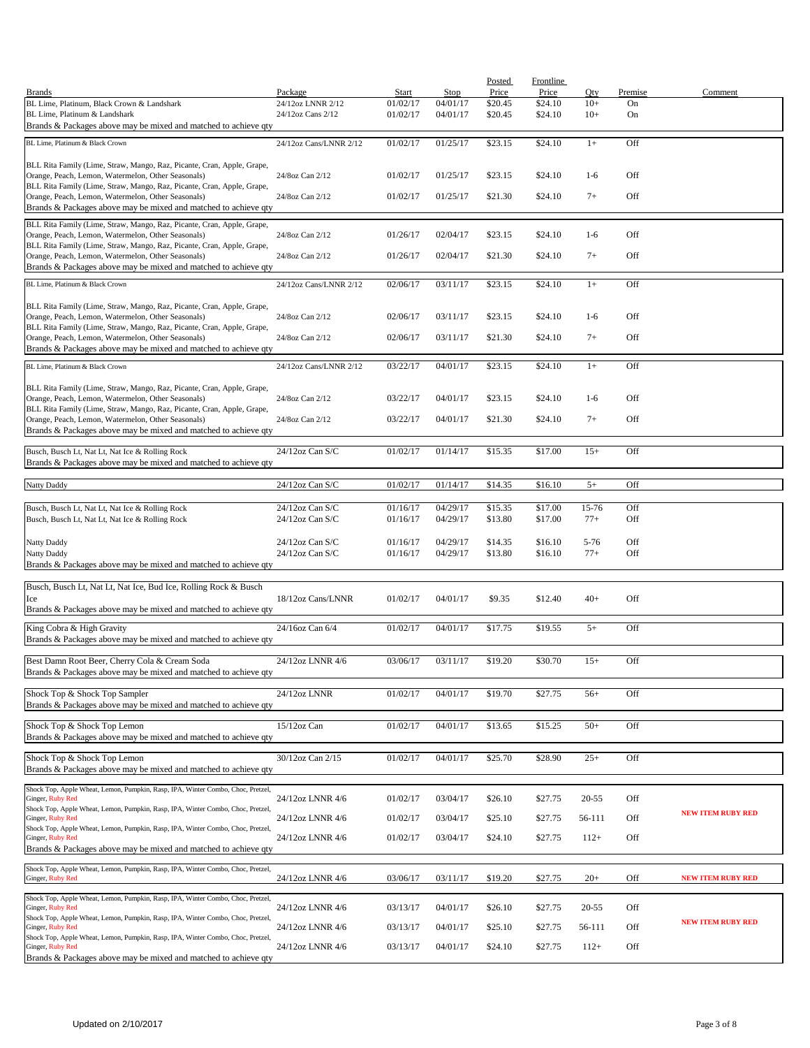| Brands | Package | Start | Stop | Posted Price | Frontline Price | Qty | Premise | Comment |
|---|---|---|---|---|---|---|---|---|
| BL Lime, Platinum, Black Crown & Landshark | 24/12oz LNNR 2/12 | 01/02/17 | 04/01/17 | $20.45 | $24.10 | 10+ | On | |
| BL Lime, Platinum & Landshark | 24/12oz Cans 2/12 | 01/02/17 | 04/01/17 | $20.45 | $24.10 | 10+ | On | |
| Brands & Packages above may be mixed and matched to achieve qty | | | | | | | | |
| BL Lime, Platinum & Black Crown | 24/12oz Cans/LNNR 2/12 | 01/02/17 | 01/25/17 | $23.15 | $24.10 | 1+ | Off | |
| BLL Rita Family (Lime, Straw, Mango, Raz, Picante, Cran, Apple, Grape, Orange, Peach, Lemon, Watermelon, Other Seasonals) | 24/8oz Can 2/12 | 01/02/17 | 01/25/17 | $23.15 | $24.10 | 1-6 | Off | |
| BLL Rita Family (Lime, Straw, Mango, Raz, Picante, Cran, Apple, Grape, Orange, Peach, Lemon, Watermelon, Other Seasonals) | 24/8oz Can 2/12 | 01/02/17 | 01/25/17 | $21.30 | $24.10 | 7+ | Off | |
| Brands & Packages above may be mixed and matched to achieve qty | | | | | | | | |
| BLL Rita Family (Lime, Straw, Mango, Raz, Picante, Cran, Apple, Grape, Orange, Peach, Lemon, Watermelon, Other Seasonals) | 24/8oz Can 2/12 | 01/26/17 | 02/04/17 | $23.15 | $24.10 | 1-6 | Off | |
| BLL Rita Family (Lime, Straw, Mango, Raz, Picante, Cran, Apple, Grape, Orange, Peach, Lemon, Watermelon, Other Seasonals) | 24/8oz Can 2/12 | 01/26/17 | 02/04/17 | $21.30 | $24.10 | 7+ | Off | |
| Brands & Packages above may be mixed and matched to achieve qty | | | | | | | | |
| BL Lime, Platinum & Black Crown | 24/12oz Cans/LNNR 2/12 | 02/06/17 | 03/11/17 | $23.15 | $24.10 | 1+ | Off | |
| BLL Rita Family (Lime, Straw, Mango, Raz, Picante, Cran, Apple, Grape, Orange, Peach, Lemon, Watermelon, Other Seasonals) | 24/8oz Can 2/12 | 02/06/17 | 03/11/17 | $23.15 | $24.10 | 1-6 | Off | |
| BLL Rita Family (Lime, Straw, Mango, Raz, Picante, Cran, Apple, Grape, Orange, Peach, Lemon, Watermelon, Other Seasonals) | 24/8oz Can 2/12 | 02/06/17 | 03/11/17 | $21.30 | $24.10 | 7+ | Off | |
| Brands & Packages above may be mixed and matched to achieve qty | | | | | | | | |
| BL Lime, Platinum & Black Crown | 24/12oz Cans/LNNR 2/12 | 03/22/17 | 04/01/17 | $23.15 | $24.10 | 1+ | Off | |
| BLL Rita Family (Lime, Straw, Mango, Raz, Picante, Cran, Apple, Grape, Orange, Peach, Lemon, Watermelon, Other Seasonals) | 24/8oz Can 2/12 | 03/22/17 | 04/01/17 | $23.15 | $24.10 | 1-6 | Off | |
| BLL Rita Family (Lime, Straw, Mango, Raz, Picante, Cran, Apple, Grape, Orange, Peach, Lemon, Watermelon, Other Seasonals) | 24/8oz Can 2/12 | 03/22/17 | 04/01/17 | $21.30 | $24.10 | 7+ | Off | |
| Brands & Packages above may be mixed and matched to achieve qty | | | | | | | | |
| Busch, Busch Lt, Nat Lt, Nat Ice & Rolling Rock | 24/12oz Can S/C | 01/02/17 | 01/14/17 | $15.35 | $17.00 | 15+ | Off | |
| Brands & Packages above may be mixed and matched to achieve qty | | | | | | | | |
| Natty Daddy | 24/12oz Can S/C | 01/02/17 | 01/14/17 | $14.35 | $16.10 | 5+ | Off | |
| Busch, Busch Lt, Nat Lt, Nat Ice & Rolling Rock | 24/12oz Can S/C | 01/16/17 | 04/29/17 | $15.35 | $17.00 | 15-76 | Off | |
| Busch, Busch Lt, Nat Lt, Nat Ice & Rolling Rock | 24/12oz Can S/C | 01/16/17 | 04/29/17 | $13.80 | $17.00 | 77+ | Off | |
| Natty Daddy | 24/12oz Can S/C | 01/16/17 | 04/29/17 | $14.35 | $16.10 | 5-76 | Off | |
| Natty Daddy | 24/12oz Can S/C | 01/16/17 | 04/29/17 | $13.80 | $16.10 | 77+ | Off | |
| Brands & Packages above may be mixed and matched to achieve qty | | | | | | | | |
| Busch, Busch Lt, Nat Lt, Nat Ice, Bud Ice, Rolling Rock & Busch Ice | 18/12oz Cans/LNNR | 01/02/17 | 04/01/17 | $9.35 | $12.40 | 40+ | Off | |
| Brands & Packages above may be mixed and matched to achieve qty | | | | | | | | |
| King Cobra & High Gravity | 24/16oz Can 6/4 | 01/02/17 | 04/01/17 | $17.75 | $19.55 | 5+ | Off | |
| Brands & Packages above may be mixed and matched to achieve qty | | | | | | | | |
| Best Damn Root Beer, Cherry Cola & Cream Soda | 24/12oz LNNR 4/6 | 03/06/17 | 03/11/17 | $19.20 | $30.70 | 15+ | Off | |
| Brands & Packages above may be mixed and matched to achieve qty | | | | | | | | |
| Shock Top & Shock Top Sampler | 24/12oz LNNR | 01/02/17 | 04/01/17 | $19.70 | $27.75 | 56+ | Off | |
| Brands & Packages above may be mixed and matched to achieve qty | | | | | | | | |
| Shock Top & Shock Top Lemon | 15/12oz Can | 01/02/17 | 04/01/17 | $13.65 | $15.25 | 50+ | Off | |
| Brands & Packages above may be mixed and matched to achieve qty | | | | | | | | |
| Shock Top & Shock Top Lemon | 30/12oz Can 2/15 | 01/02/17 | 04/01/17 | $25.70 | $28.90 | 25+ | Off | |
| Brands & Packages above may be mixed and matched to achieve qty | | | | | | | | |
| Shock Top, Apple Wheat, Lemon, Pumpkin, Rasp, IPA, Winter Combo, Choc, Pretzel, Ginger, Ruby Red | 24/12oz LNNR 4/6 | 01/02/17 | 03/04/17 | $26.10 | $27.75 | 20-55 | Off | |
| Shock Top, Apple Wheat, Lemon, Pumpkin, Rasp, IPA, Winter Combo, Choc, Pretzel, Ginger, Ruby Red | 24/12oz LNNR 4/6 | 01/02/17 | 03/04/17 | $25.10 | $27.75 | 56-111 | Off | **NEW ITEM RUBY RED** |
| Shock Top, Apple Wheat, Lemon, Pumpkin, Rasp, IPA, Winter Combo, Choc, Pretzel, Ginger, Ruby Red | 24/12oz LNNR 4/6 | 01/02/17 | 03/04/17 | $24.10 | $27.75 | 112+ | Off | |
| Brands & Packages above may be mixed and matched to achieve qty | | | | | | | | |
| Shock Top, Apple Wheat, Lemon, Pumpkin, Rasp, IPA, Winter Combo, Choc, Pretzel, Ginger, Ruby Red | 24/12oz LNNR 4/6 | 03/06/17 | 03/11/17 | $19.20 | $27.75 | 20+ | Off | **NEW ITEM RUBY RED** |
| Shock Top, Apple Wheat, Lemon, Pumpkin, Rasp, IPA, Winter Combo, Choc, Pretzel, Ginger, Ruby Red | 24/12oz LNNR 4/6 | 03/13/17 | 04/01/17 | $26.10 | $27.75 | 20-55 | Off | |
| Shock Top, Apple Wheat, Lemon, Pumpkin, Rasp, IPA, Winter Combo, Choc, Pretzel, Ginger, Ruby Red | 24/12oz LNNR 4/6 | 03/13/17 | 04/01/17 | $25.10 | $27.75 | 56-111 | Off | **NEW ITEM RUBY RED** |
| Shock Top, Apple Wheat, Lemon, Pumpkin, Rasp, IPA, Winter Combo, Choc, Pretzel, Ginger, Ruby Red | 24/12oz LNNR 4/6 | 03/13/17 | 04/01/17 | $24.10 | $27.75 | 112+ | Off | |
| Brands & Packages above may be mixed and matched to achieve qty | | | | | | | | |

Updated on 2/10/2017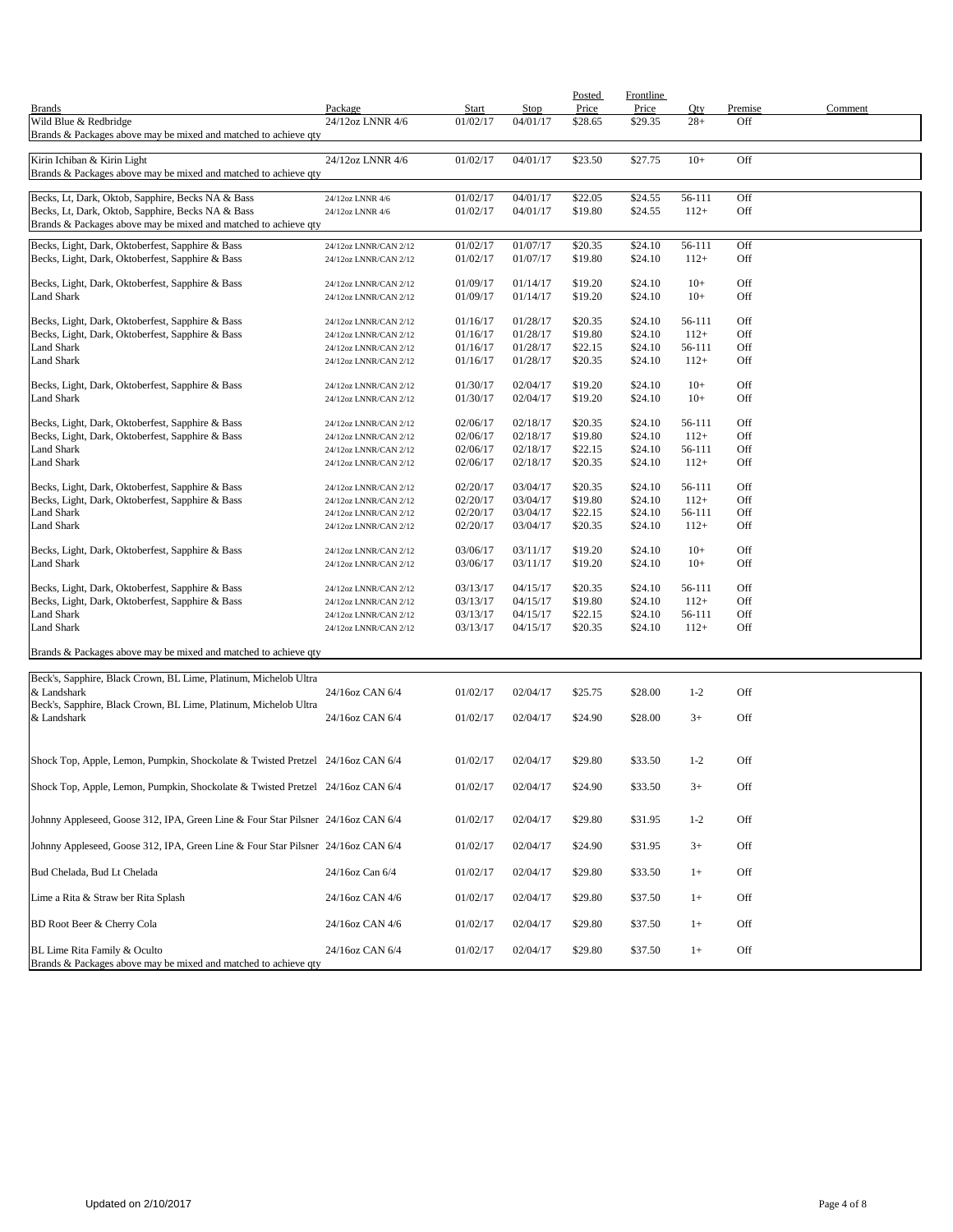| Brands | Package | Start | Stop | Posted Price | Frontline Price | Qty | Premise | Comment |
|---|---|---|---|---|---|---|---|---|
| Wild Blue & Redbridge | 24/12oz LNNR 4/6 | 01/02/17 | 04/01/17 | $28.65 | $29.35 | 28+ | Off | |
| Brands & Packages above may be mixed and matched to achieve qty | | | | | | | | |
| Kirin Ichiban & Kirin Light | 24/12oz LNNR 4/6 | 01/02/17 | 04/01/17 | $23.50 | $27.75 | 10+ | Off | |
| Brands & Packages above may be mixed and matched to achieve qty | | | | | | | | |
| Becks, Lt, Dark, Oktob, Sapphire, Becks NA & Bass | 24/12oz LNNR 4/6 | 01/02/17 | 04/01/17 | $22.05 | $24.55 | 56-111 | Off | |
| Becks, Lt, Dark, Oktob, Sapphire, Becks NA & Bass | 24/12oz LNNR 4/6 | 01/02/17 | 04/01/17 | $19.80 | $24.55 | 112+ | Off | |
| Brands & Packages above may be mixed and matched to achieve qty | | | | | | | | |
| Becks, Light, Dark, Oktoberfest, Sapphire & Bass | 24/12oz LNNR/CAN 2/12 | 01/02/17 | 01/07/17 | $20.35 | $24.10 | 56-111 | Off | |
| Becks, Light, Dark, Oktoberfest, Sapphire & Bass | 24/12oz LNNR/CAN 2/12 | 01/02/17 | 01/07/17 | $19.80 | $24.10 | 112+ | Off | |
| Becks, Light, Dark, Oktoberfest, Sapphire & Bass | 24/12oz LNNR/CAN 2/12 | 01/09/17 | 01/14/17 | $19.20 | $24.10 | 10+ | Off | |
| Land Shark | 24/12oz LNNR/CAN 2/12 | 01/09/17 | 01/14/17 | $19.20 | $24.10 | 10+ | Off | |
| Becks, Light, Dark, Oktoberfest, Sapphire & Bass | 24/12oz LNNR/CAN 2/12 | 01/16/17 | 01/28/17 | $20.35 | $24.10 | 56-111 | Off | |
| Becks, Light, Dark, Oktoberfest, Sapphire & Bass | 24/12oz LNNR/CAN 2/12 | 01/16/17 | 01/28/17 | $19.80 | $24.10 | 112+ | Off | |
| Land Shark | 24/12oz LNNR/CAN 2/12 | 01/16/17 | 01/28/17 | $22.15 | $24.10 | 56-111 | Off | |
| Land Shark | 24/12oz LNNR/CAN 2/12 | 01/16/17 | 01/28/17 | $20.35 | $24.10 | 112+ | Off | |
| Becks, Light, Dark, Oktoberfest, Sapphire & Bass | 24/12oz LNNR/CAN 2/12 | 01/30/17 | 02/04/17 | $19.20 | $24.10 | 10+ | Off | |
| Land Shark | 24/12oz LNNR/CAN 2/12 | 01/30/17 | 02/04/17 | $19.20 | $24.10 | 10+ | Off | |
| Becks, Light, Dark, Oktoberfest, Sapphire & Bass | 24/12oz LNNR/CAN 2/12 | 02/06/17 | 02/18/17 | $20.35 | $24.10 | 56-111 | Off | |
| Becks, Light, Dark, Oktoberfest, Sapphire & Bass | 24/12oz LNNR/CAN 2/12 | 02/06/17 | 02/18/17 | $19.80 | $24.10 | 112+ | Off | |
| Land Shark | 24/12oz LNNR/CAN 2/12 | 02/06/17 | 02/18/17 | $22.15 | $24.10 | 56-111 | Off | |
| Land Shark | 24/12oz LNNR/CAN 2/12 | 02/06/17 | 02/18/17 | $20.35 | $24.10 | 112+ | Off | |
| Becks, Light, Dark, Oktoberfest, Sapphire & Bass | 24/12oz LNNR/CAN 2/12 | 02/20/17 | 03/04/17 | $20.35 | $24.10 | 56-111 | Off | |
| Becks, Light, Dark, Oktoberfest, Sapphire & Bass | 24/12oz LNNR/CAN 2/12 | 02/20/17 | 03/04/17 | $19.80 | $24.10 | 112+ | Off | |
| Land Shark | 24/12oz LNNR/CAN 2/12 | 02/20/17 | 03/04/17 | $22.15 | $24.10 | 56-111 | Off | |
| Land Shark | 24/12oz LNNR/CAN 2/12 | 02/20/17 | 03/04/17 | $20.35 | $24.10 | 112+ | Off | |
| Becks, Light, Dark, Oktoberfest, Sapphire & Bass | 24/12oz LNNR/CAN 2/12 | 03/06/17 | 03/11/17 | $19.20 | $24.10 | 10+ | Off | |
| Land Shark | 24/12oz LNNR/CAN 2/12 | 03/06/17 | 03/11/17 | $19.20 | $24.10 | 10+ | Off | |
| Becks, Light, Dark, Oktoberfest, Sapphire & Bass | 24/12oz LNNR/CAN 2/12 | 03/13/17 | 04/15/17 | $20.35 | $24.10 | 56-111 | Off | |
| Becks, Light, Dark, Oktoberfest, Sapphire & Bass | 24/12oz LNNR/CAN 2/12 | 03/13/17 | 04/15/17 | $19.80 | $24.10 | 112+ | Off | |
| Land Shark | 24/12oz LNNR/CAN 2/12 | 03/13/17 | 04/15/17 | $22.15 | $24.10 | 56-111 | Off | |
| Land Shark | 24/12oz LNNR/CAN 2/12 | 03/13/17 | 04/15/17 | $20.35 | $24.10 | 112+ | Off | |
| Brands & Packages above may be mixed and matched to achieve qty | | | | | | | | |
| Beck's, Sapphire, Black Crown, BL Lime, Platinum, Michelob Ultra & Landshark | 24/16oz CAN 6/4 | 01/02/17 | 02/04/17 | $25.75 | $28.00 | 1-2 | Off | |
| Beck's, Sapphire, Black Crown, BL Lime, Platinum, Michelob Ultra & Landshark | 24/16oz CAN 6/4 | 01/02/17 | 02/04/17 | $24.90 | $28.00 | 3+ | Off | |
| Shock Top, Apple, Lemon, Pumpkin, Shockolate & Twisted Pretzel | 24/16oz CAN 6/4 | 01/02/17 | 02/04/17 | $29.80 | $33.50 | 1-2 | Off | |
| Shock Top, Apple, Lemon, Pumpkin, Shockolate & Twisted Pretzel | 24/16oz CAN 6/4 | 01/02/17 | 02/04/17 | $24.90 | $33.50 | 3+ | Off | |
| Johnny Appleseed, Goose 312, IPA, Green Line & Four Star Pilsner | 24/16oz CAN 6/4 | 01/02/17 | 02/04/17 | $29.80 | $31.95 | 1-2 | Off | |
| Johnny Appleseed, Goose 312, IPA, Green Line & Four Star Pilsner | 24/16oz CAN 6/4 | 01/02/17 | 02/04/17 | $24.90 | $31.95 | 3+ | Off | |
| Bud Chelada, Bud Lt Chelada | 24/16oz Can 6/4 | 01/02/17 | 02/04/17 | $29.80 | $33.50 | 1+ | Off | |
| Lime a Rita & Straw ber Rita Splash | 24/16oz CAN 4/6 | 01/02/17 | 02/04/17 | $29.80 | $37.50 | 1+ | Off | |
| BD Root Beer & Cherry Cola | 24/16oz CAN 4/6 | 01/02/17 | 02/04/17 | $29.80 | $37.50 | 1+ | Off | |
| BL Lime Rita Family & Oculto | 24/16oz CAN 6/4 | 01/02/17 | 02/04/17 | $29.80 | $37.50 | 1+ | Off | |
| Brands & Packages above may be mixed and matched to achieve qty | | | | | | | | |

Updated on 2/10/2017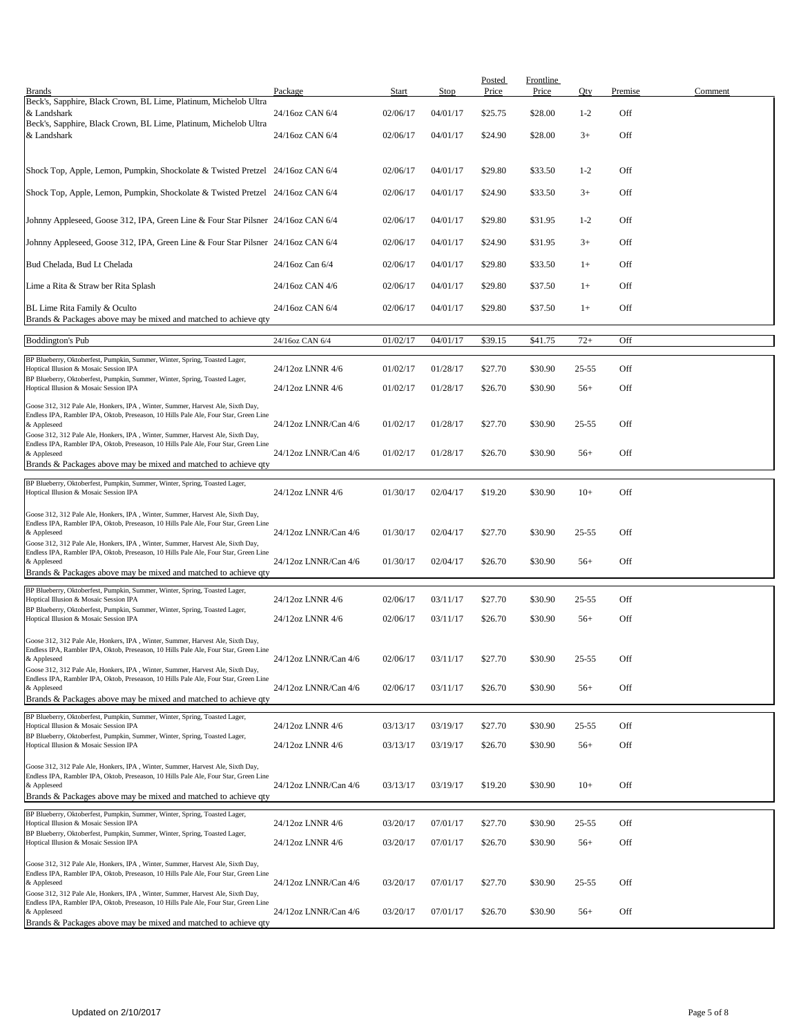| Brands | Package | Start | Stop | Posted Price | Frontline Price | Qty | Premise | Comment |
|---|---|---|---|---|---|---|---|---|
| Beck's, Sapphire, Black Crown, BL Lime, Platinum, Michelob Ultra & Landshark | 24/16oz CAN 6/4 | 02/06/17 | 04/01/17 | $25.75 | $28.00 | 1-2 | Off | |
| Beck's, Sapphire, Black Crown, BL Lime, Platinum, Michelob Ultra & Landshark | 24/16oz CAN 6/4 | 02/06/17 | 04/01/17 | $24.90 | $28.00 | 3+ | Off | |
| Shock Top, Apple, Lemon, Pumpkin, Shockolate & Twisted Pretzel | 24/16oz CAN 6/4 | 02/06/17 | 04/01/17 | $29.80 | $33.50 | 1-2 | Off | |
| Shock Top, Apple, Lemon, Pumpkin, Shockolate & Twisted Pretzel | 24/16oz CAN 6/4 | 02/06/17 | 04/01/17 | $24.90 | $33.50 | 3+ | Off | |
| Johnny Appleseed, Goose 312, IPA, Green Line & Four Star Pilsner | 24/16oz CAN 6/4 | 02/06/17 | 04/01/17 | $29.80 | $31.95 | 1-2 | Off | |
| Johnny Appleseed, Goose 312, IPA, Green Line & Four Star Pilsner | 24/16oz CAN 6/4 | 02/06/17 | 04/01/17 | $24.90 | $31.95 | 3+ | Off | |
| Bud Chelada, Bud Lt Chelada | 24/16oz Can 6/4 | 02/06/17 | 04/01/17 | $29.80 | $33.50 | 1+ | Off | |
| Lime a Rita & Straw ber Rita Splash | 24/16oz CAN 4/6 | 02/06/17 | 04/01/17 | $29.80 | $37.50 | 1+ | Off | |
| BL Lime Rita Family & Oculto | 24/16oz CAN 6/4 | 02/06/17 | 04/01/17 | $29.80 | $37.50 | 1+ | Off | |
| Brands & Packages above may be mixed and matched to achieve qty | | | | | | | | |
| Boddington's Pub | 24/16oz CAN 6/4 | 01/02/17 | 04/01/17 | $39.15 | $41.75 | 72+ | Off | |
| BP Blueberry, Oktoberfest, Pumpkin, Summer, Winter, Spring, Toasted Lager, Hoptical Illusion & Mosaic Session IPA | 24/12oz LNNR 4/6 | 01/02/17 | 01/28/17 | $27.70 | $30.90 | 25-55 | Off | |
| BP Blueberry, Oktoberfest, Pumpkin, Summer, Winter, Spring, Toasted Lager, Hoptical Illusion & Mosaic Session IPA | 24/12oz LNNR 4/6 | 01/02/17 | 01/28/17 | $26.70 | $30.90 | 56+ | Off | |
| Goose 312, 312 Pale Ale, Honkers, IPA , Winter, Summer, Harvest Ale, Sixth Day, Endless IPA, Rambler IPA, Oktob, Preseason, 10 Hills Pale Ale, Four Star, Green Line & Appleseed | 24/12oz LNNR/Can 4/6 | 01/02/17 | 01/28/17 | $27.70 | $30.90 | 25-55 | Off | |
| Goose 312, 312 Pale Ale, Honkers, IPA , Winter, Summer, Harvest Ale, Sixth Day, Endless IPA, Rambler IPA, Oktob, Preseason, 10 Hills Pale Ale, Four Star, Green Line & Appleseed | 24/12oz LNNR/Can 4/6 | 01/02/17 | 01/28/17 | $26.70 | $30.90 | 56+ | Off | |
| Brands & Packages above may be mixed and matched to achieve qty | | | | | | | | |
| BP Blueberry, Oktoberfest, Pumpkin, Summer, Winter, Spring, Toasted Lager, Hoptical Illusion & Mosaic Session IPA | 24/12oz LNNR 4/6 | 01/30/17 | 02/04/17 | $19.20 | $30.90 | 10+ | Off | |
| Goose 312, 312 Pale Ale, Honkers, IPA , Winter, Summer, Harvest Ale, Sixth Day, Endless IPA, Rambler IPA, Oktob, Preseason, 10 Hills Pale Ale, Four Star, Green Line & Appleseed | 24/12oz LNNR/Can 4/6 | 01/30/17 | 02/04/17 | $27.70 | $30.90 | 25-55 | Off | |
| Goose 312, 312 Pale Ale, Honkers, IPA , Winter, Summer, Harvest Ale, Sixth Day, Endless IPA, Rambler IPA, Oktob, Preseason, 10 Hills Pale Ale, Four Star, Green Line & Appleseed | 24/12oz LNNR/Can 4/6 | 01/30/17 | 02/04/17 | $26.70 | $30.90 | 56+ | Off | |
| Brands & Packages above may be mixed and matched to achieve qty | | | | | | | | |
| BP Blueberry, Oktoberfest, Pumpkin, Summer, Winter, Spring, Toasted Lager, Hoptical Illusion & Mosaic Session IPA | 24/12oz LNNR 4/6 | 02/06/17 | 03/11/17 | $27.70 | $30.90 | 25-55 | Off | |
| BP Blueberry, Oktoberfest, Pumpkin, Summer, Winter, Spring, Toasted Lager, Hoptical Illusion & Mosaic Session IPA | 24/12oz LNNR 4/6 | 02/06/17 | 03/11/17 | $26.70 | $30.90 | 56+ | Off | |
| Goose 312, 312 Pale Ale, Honkers, IPA , Winter, Summer, Harvest Ale, Sixth Day, Endless IPA, Rambler IPA, Oktob, Preseason, 10 Hills Pale Ale, Four Star, Green Line & Appleseed | 24/12oz LNNR/Can 4/6 | 02/06/17 | 03/11/17 | $27.70 | $30.90 | 25-55 | Off | |
| Goose 312, 312 Pale Ale, Honkers, IPA , Winter, Summer, Harvest Ale, Sixth Day, Endless IPA, Rambler IPA, Oktob, Preseason, 10 Hills Pale Ale, Four Star, Green Line & Appleseed | 24/12oz LNNR/Can 4/6 | 02/06/17 | 03/11/17 | $26.70 | $30.90 | 56+ | Off | |
| Brands & Packages above may be mixed and matched to achieve qty | | | | | | | | |
| BP Blueberry, Oktoberfest, Pumpkin, Summer, Winter, Spring, Toasted Lager, Hoptical Illusion & Mosaic Session IPA | 24/12oz LNNR 4/6 | 03/13/17 | 03/19/17 | $27.70 | $30.90 | 25-55 | Off | |
| BP Blueberry, Oktoberfest, Pumpkin, Summer, Winter, Spring, Toasted Lager, Hoptical Illusion & Mosaic Session IPA | 24/12oz LNNR 4/6 | 03/13/17 | 03/19/17 | $26.70 | $30.90 | 56+ | Off | |
| Goose 312, 312 Pale Ale, Honkers, IPA , Winter, Summer, Harvest Ale, Sixth Day, Endless IPA, Rambler IPA, Oktob, Preseason, 10 Hills Pale Ale, Four Star, Green Line & Appleseed | 24/12oz LNNR/Can 4/6 | 03/13/17 | 03/19/17 | $19.20 | $30.90 | 10+ | Off | |
| Brands & Packages above may be mixed and matched to achieve qty | | | | | | | | |
| BP Blueberry, Oktoberfest, Pumpkin, Summer, Winter, Spring, Toasted Lager, Hoptical Illusion & Mosaic Session IPA | 24/12oz LNNR 4/6 | 03/20/17 | 07/01/17 | $27.70 | $30.90 | 25-55 | Off | |
| BP Blueberry, Oktoberfest, Pumpkin, Summer, Winter, Spring, Toasted Lager, Hoptical Illusion & Mosaic Session IPA | 24/12oz LNNR 4/6 | 03/20/17 | 07/01/17 | $26.70 | $30.90 | 56+ | Off | |
| Goose 312, 312 Pale Ale, Honkers, IPA , Winter, Summer, Harvest Ale, Sixth Day, Endless IPA, Rambler IPA, Oktob, Preseason, 10 Hills Pale Ale, Four Star, Green Line & Appleseed | 24/12oz LNNR/Can 4/6 | 03/20/17 | 07/01/17 | $27.70 | $30.90 | 25-55 | Off | |
| Goose 312, 312 Pale Ale, Honkers, IPA , Winter, Summer, Harvest Ale, Sixth Day, Endless IPA, Rambler IPA, Oktob, Preseason, 10 Hills Pale Ale, Four Star, Green Line & Appleseed | 24/12oz LNNR/Can 4/6 | 03/20/17 | 07/01/17 | $26.70 | $30.90 | 56+ | Off | |
| Brands & Packages above may be mixed and matched to achieve qty | | | | | | | | |

Updated on 2/10/2017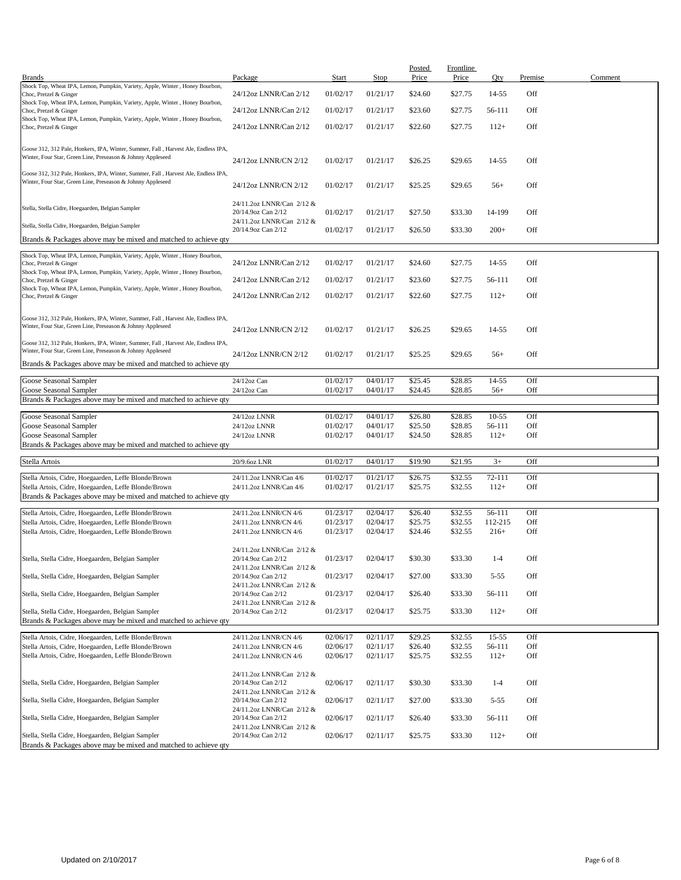| Brands | Package | Start | Stop | Posted Price | Frontline Price | Qty | Premise | Comment |
|---|---|---|---|---|---|---|---|---|
| Shock Top, Wheat IPA, Lemon, Pumpkin, Variety, Apple, Winter , Honey Bourbon, Choc, Pretzel & Ginger | 24/12oz LNNR/Can 2/12 | 01/02/17 | 01/21/17 | $24.60 | $27.75 | 14-55 | Off | |
| Shock Top, Wheat IPA, Lemon, Pumpkin, Variety, Apple, Winter , Honey Bourbon, Choc, Pretzel & Ginger | 24/12oz LNNR/Can 2/12 | 01/02/17 | 01/21/17 | $23.60 | $27.75 | 56-111 | Off | |
| Shock Top, Wheat IPA, Lemon, Pumpkin, Variety, Apple, Winter , Honey Bourbon, Choc, Pretzel & Ginger | 24/12oz LNNR/Can 2/12 | 01/02/17 | 01/21/17 | $22.60 | $27.75 | 112+ | Off | |
| Goose 312, 312 Pale, Honkers, IPA, Winter, Summer, Fall , Harvest Ale, Endless IPA, Winter, Four Star, Green Line, Preseason & Johnny Appleseed | 24/12oz LNNR/CN 2/12 | 01/02/17 | 01/21/17 | $26.25 | $29.65 | 14-55 | Off | |
| Goose 312, 312 Pale, Honkers, IPA, Winter, Summer, Fall , Harvest Ale, Endless IPA, Winter, Four Star, Green Line, Preseason & Johnny Appleseed | 24/12oz LNNR/CN 2/12 | 01/02/17 | 01/21/17 | $25.25 | $29.65 | 56+ | Off | |
| Stella, Stella Cidre, Hoegaarden, Belgian Sampler | 24/11.2oz LNNR/Can 2/12 & 20/14.9oz Can 2/12 | 01/02/17 | 01/21/17 | $27.50 | $33.30 | 14-199 | Off | |
| Stella, Stella Cidre, Hoegaarden, Belgian Sampler | 24/11.2oz LNNR/Can 2/12 & 20/14.9oz Can 2/12 | 01/02/17 | 01/21/17 | $26.50 | $33.30 | 200+ | Off | |
| Brands & Packages above may be mixed and matched to achieve qty | | | | | | | | |
| Shock Top, Wheat IPA, Lemon, Pumpkin, Variety, Apple, Winter , Honey Bourbon, Choc, Pretzel & Ginger | 24/12oz LNNR/Can 2/12 | 01/02/17 | 01/21/17 | $24.60 | $27.75 | 14-55 | Off | |
| Shock Top, Wheat IPA, Lemon, Pumpkin, Variety, Apple, Winter , Honey Bourbon, Choc, Pretzel & Ginger | 24/12oz LNNR/Can 2/12 | 01/02/17 | 01/21/17 | $23.60 | $27.75 | 56-111 | Off | |
| Shock Top, Wheat IPA, Lemon, Pumpkin, Variety, Apple, Winter , Honey Bourbon, Choc, Pretzel & Ginger | 24/12oz LNNR/Can 2/12 | 01/02/17 | 01/21/17 | $22.60 | $27.75 | 112+ | Off | |
| Goose 312, 312 Pale, Honkers, IPA, Winter, Summer, Fall , Harvest Ale, Endless IPA, Winter, Four Star, Green Line, Preseason & Johnny Appleseed | 24/12oz LNNR/CN 2/12 | 01/02/17 | 01/21/17 | $26.25 | $29.65 | 14-55 | Off | |
| Goose 312, 312 Pale, Honkers, IPA, Winter, Summer, Fall , Harvest Ale, Endless IPA, Winter, Four Star, Green Line, Preseason & Johnny Appleseed | 24/12oz LNNR/CN 2/12 | 01/02/17 | 01/21/17 | $25.25 | $29.65 | 56+ | Off | |
| Brands & Packages above may be mixed and matched to achieve qty | | | | | | | | |
| Goose Seasonal Sampler | 24/12oz Can | 01/02/17 | 04/01/17 | $25.45 | $28.85 | 14-55 | Off | |
| Goose Seasonal Sampler | 24/12oz Can | 01/02/17 | 04/01/17 | $24.45 | $28.85 | 56+ | Off | |
| Brands & Packages above may be mixed and matched to achieve qty | | | | | | | | |
| Goose Seasonal Sampler | 24/12oz LNNR | 01/02/17 | 04/01/17 | $26.80 | $28.85 | 10-55 | Off | |
| Goose Seasonal Sampler | 24/12oz LNNR | 01/02/17 | 04/01/17 | $25.50 | $28.85 | 56-111 | Off | |
| Goose Seasonal Sampler | 24/12oz LNNR | 01/02/17 | 04/01/17 | $24.50 | $28.85 | 112+ | Off | |
| Brands & Packages above may be mixed and matched to achieve qty | | | | | | | | |
| Stella Artois | 20/9.6oz LNR | 01/02/17 | 04/01/17 | $19.90 | $21.95 | 3+ | Off | |
| Stella Artois, Cidre, Hoegaarden, Leffe Blonde/Brown | 24/11.2oz LNNR/Can 4/6 | 01/02/17 | 01/21/17 | $26.75 | $32.55 | 72-111 | Off | |
| Stella Artois, Cidre, Hoegaarden, Leffe Blonde/Brown | 24/11.2oz LNNR/Can 4/6 | 01/02/17 | 01/21/17 | $25.75 | $32.55 | 112+ | Off | |
| Brands & Packages above may be mixed and matched to achieve qty | | | | | | | | |
| Stella Artois, Cidre, Hoegaarden, Leffe Blonde/Brown | 24/11.2oz LNNR/CN 4/6 | 01/23/17 | 02/04/17 | $26.40 | $32.55 | 56-111 | Off | |
| Stella Artois, Cidre, Hoegaarden, Leffe Blonde/Brown | 24/11.2oz LNNR/CN 4/6 | 01/23/17 | 02/04/17 | $25.75 | $32.55 | 112-215 | Off | |
| Stella Artois, Cidre, Hoegaarden, Leffe Blonde/Brown | 24/11.2oz LNNR/CN 4/6 | 01/23/17 | 02/04/17 | $24.46 | $32.55 | 216+ | Off | |
| Stella, Stella Cidre, Hoegaarden, Belgian Sampler | 24/11.2oz LNNR/Can 2/12 & 20/14.9oz Can 2/12 | 01/23/17 | 02/04/17 | $30.30 | $33.30 | 1-4 | Off | |
| Stella, Stella Cidre, Hoegaarden, Belgian Sampler | 24/11.2oz LNNR/Can 2/12 & 20/14.9oz Can 2/12 | 01/23/17 | 02/04/17 | $27.00 | $33.30 | 5-55 | Off | |
| Stella, Stella Cidre, Hoegaarden, Belgian Sampler | 24/11.2oz LNNR/Can 2/12 & 20/14.9oz Can 2/12 | 01/23/17 | 02/04/17 | $26.40 | $33.30 | 56-111 | Off | |
| Stella, Stella Cidre, Hoegaarden, Belgian Sampler | 24/11.2oz LNNR/Can 2/12 & 20/14.9oz Can 2/12 | 01/23/17 | 02/04/17 | $25.75 | $33.30 | 112+ | Off | |
| Brands & Packages above may be mixed and matched to achieve qty | | | | | | | | |
| Stella Artois, Cidre, Hoegaarden, Leffe Blonde/Brown | 24/11.2oz LNNR/CN 4/6 | 02/06/17 | 02/11/17 | $29.25 | $32.55 | 15-55 | Off | |
| Stella Artois, Cidre, Hoegaarden, Leffe Blonde/Brown | 24/11.2oz LNNR/CN 4/6 | 02/06/17 | 02/11/17 | $26.40 | $32.55 | 56-111 | Off | |
| Stella Artois, Cidre, Hoegaarden, Leffe Blonde/Brown | 24/11.2oz LNNR/CN 4/6 | 02/06/17 | 02/11/17 | $25.75 | $32.55 | 112+ | Off | |
| Stella, Stella Cidre, Hoegaarden, Belgian Sampler | 24/11.2oz LNNR/Can 2/12 & 20/14.9oz Can 2/12 | 02/06/17 | 02/11/17 | $30.30 | $33.30 | 1-4 | Off | |
| Stella, Stella Cidre, Hoegaarden, Belgian Sampler | 24/11.2oz LNNR/Can 2/12 & 20/14.9oz Can 2/12 | 02/06/17 | 02/11/17 | $27.00 | $33.30 | 5-55 | Off | |
| Stella, Stella Cidre, Hoegaarden, Belgian Sampler | 24/11.2oz LNNR/Can 2/12 & 20/14.9oz Can 2/12 | 02/06/17 | 02/11/17 | $26.40 | $33.30 | 56-111 | Off | |
| Stella, Stella Cidre, Hoegaarden, Belgian Sampler | 24/11.2oz LNNR/Can 2/12 & 20/14.9oz Can 2/12 | 02/06/17 | 02/11/17 | $25.75 | $33.30 | 112+ | Off | |
| Brands & Packages above may be mixed and matched to achieve qty | | | | | | | | |

Updated on 2/10/2017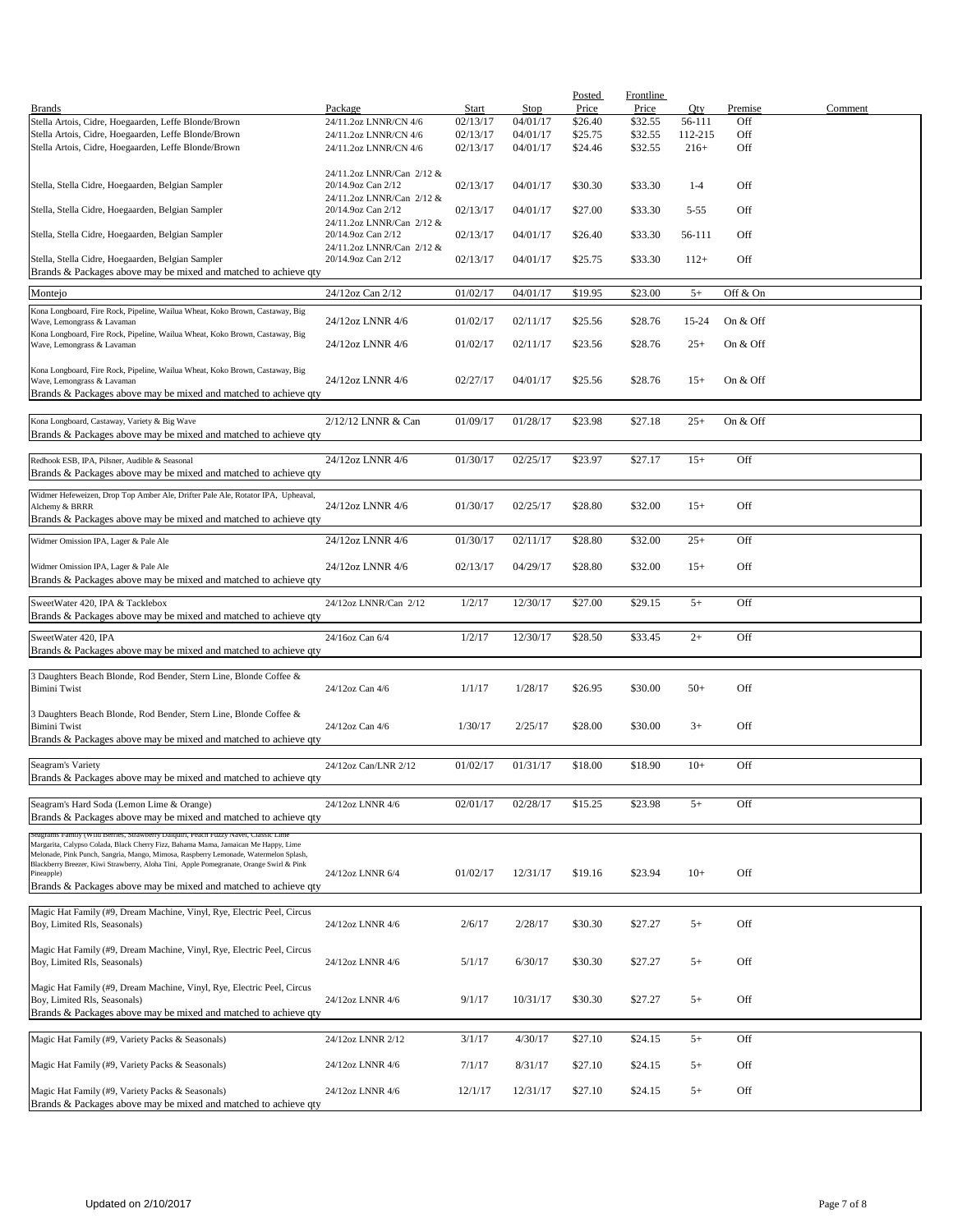| Brands | Package | Start | Stop | Posted Price | Frontline Price | Qty | Premise | Comment |
|---|---|---|---|---|---|---|---|---|
| Stella Artois, Cidre, Hoegaarden, Leffe Blonde/Brown | 24/11.2oz LNNR/CN 4/6 | 02/13/17 | 04/01/17 | $26.40 | $32.55 | 56-111 | Off | |
| Stella Artois, Cidre, Hoegaarden, Leffe Blonde/Brown | 24/11.2oz LNNR/CN 4/6 | 02/13/17 | 04/01/17 | $25.75 | $32.55 | 112-215 | Off | |
| Stella Artois, Cidre, Hoegaarden, Leffe Blonde/Brown | 24/11.2oz LNNR/CN 4/6 | 02/13/17 | 04/01/17 | $24.46 | $32.55 | 216+ | Off | |
| Stella, Stella Cidre, Hoegaarden, Belgian Sampler | 24/11.2oz LNNR/Can 2/12 & 20/14.9oz Can 2/12 | 02/13/17 | 04/01/17 | $30.30 | $33.30 | 1-4 | Off | |
| Stella, Stella Cidre, Hoegaarden, Belgian Sampler | 24/11.2oz LNNR/Can 2/12 & 20/14.9oz Can 2/12 | 02/13/17 | 04/01/17 | $27.00 | $33.30 | 5-55 | Off | |
| Stella, Stella Cidre, Hoegaarden, Belgian Sampler | 24/11.2oz LNNR/Can 2/12 & 20/14.9oz Can 2/12 | 02/13/17 | 04/01/17 | $26.40 | $33.30 | 56-111 | Off | |
| Stella, Stella Cidre, Hoegaarden, Belgian Sampler | 24/11.2oz LNNR/Can 2/12 & 20/14.9oz Can 2/12 | 02/13/17 | 04/01/17 | $25.75 | $33.30 | 112+ | Off | |
| Brands & Packages above may be mixed and matched to achieve qty | | | | | | | | |
| Montejo | 24/12oz Can 2/12 | 01/02/17 | 04/01/17 | $19.95 | $23.00 | 5+ | Off & On | |
| Kona Longboard, Fire Rock, Pipeline, Wailua Wheat, Koko Brown, Castaway, Big Wave, Lemongrass & Lavaman | 24/12oz LNNR 4/6 | 01/02/17 | 02/11/17 | $25.56 | $28.76 | 15-24 | On & Off | |
| Kona Longboard, Fire Rock, Pipeline, Wailua Wheat, Koko Brown, Castaway, Big Wave, Lemongrass & Lavaman | 24/12oz LNNR 4/6 | 01/02/17 | 02/11/17 | $23.56 | $28.76 | 25+ | On & Off | |
| Kona Longboard, Fire Rock, Pipeline, Wailua Wheat, Koko Brown, Castaway, Big Wave, Lemongrass & Lavaman | 24/12oz LNNR 4/6 | 02/27/17 | 04/01/17 | $25.56 | $28.76 | 15+ | On & Off | |
| Brands & Packages above may be mixed and matched to achieve qty | | | | | | | | |
| Kona Longboard, Castaway, Variety & Big Wave | 2/12/12 LNNR & Can | 01/09/17 | 01/28/17 | $23.98 | $27.18 | 25+ | On & Off | |
| Brands & Packages above may be mixed and matched to achieve qty | | | | | | | | |
| Redhook ESB, IPA, Pilsner, Audible & Seasonal | 24/12oz LNNR 4/6 | 01/30/17 | 02/25/17 | $23.97 | $27.17 | 15+ | Off | |
| Brands & Packages above may be mixed and matched to achieve qty | | | | | | | | |
| Widmer Hefeweizen, Drop Top Amber Ale, Drifter Pale Ale, Rotator IPA, Upheaval, Alchemy & BRRR | 24/12oz LNNR 4/6 | 01/30/17 | 02/25/17 | $28.80 | $32.00 | 15+ | Off | |
| Brands & Packages above may be mixed and matched to achieve qty | | | | | | | | |
| Widmer Omission IPA, Lager & Pale Ale | 24/12oz LNNR 4/6 | 01/30/17 | 02/11/17 | $28.80 | $32.00 | 25+ | Off | |
| Widmer Omission IPA, Lager & Pale Ale | 24/12oz LNNR 4/6 | 02/13/17 | 04/29/17 | $28.80 | $32.00 | 15+ | Off | |
| Brands & Packages above may be mixed and matched to achieve qty | | | | | | | | |
| SweetWater 420, IPA & Tacklebox | 24/12oz LNNR/Can 2/12 | 1/2/17 | 12/30/17 | $27.00 | $29.15 | 5+ | Off | |
| Brands & Packages above may be mixed and matched to achieve qty | | | | | | | | |
| SweetWater 420, IPA | 24/16oz Can 6/4 | 1/2/17 | 12/30/17 | $28.50 | $33.45 | 2+ | Off | |
| Brands & Packages above may be mixed and matched to achieve qty | | | | | | | | |
| 3 Daughters Beach Blonde, Rod Bender, Stern Line, Blonde Coffee & Bimini Twist | 24/12oz Can 4/6 | 1/1/17 | 1/28/17 | $26.95 | $30.00 | 50+ | Off | |
| 3 Daughters Beach Blonde, Rod Bender, Stern Line, Blonde Coffee & Bimini Twist | 24/12oz Can 4/6 | 1/30/17 | 2/25/17 | $28.00 | $30.00 | 3+ | Off | |
| Brands & Packages above may be mixed and matched to achieve qty | | | | | | | | |
| Seagram's Variety | 24/12oz Can/LNR 2/12 | 01/02/17 | 01/31/17 | $18.00 | $18.90 | 10+ | Off | |
| Brands & Packages above may be mixed and matched to achieve qty | | | | | | | | |
| Seagram's Hard Soda (Lemon Lime & Orange) | 24/12oz LNNR 4/6 | 02/01/17 | 02/28/17 | $15.25 | $23.98 | 5+ | Off | |
| Brands & Packages above may be mixed and matched to achieve qty | | | | | | | | |
| Seagrams Family (Wild Berries, Strawberry Daiquiri, Peach Fuzzy Navel, Classic Lime Margarita, Calypso Colada, Black Cherry Fizz, Bahama Mama, Jamaican Me Happy, Lime Melonade, Pink Punch, Sangria, Mango, Mimosa, Raspberry Lemonade, Watermelon Splash, Blackberry Breezer, Kiwi Strawberry, Aloha Tini, Apple Pomegranate, Orange Swirl & Pink Pineapple) | 24/12oz LNNR 6/4 | 01/02/17 | 12/31/17 | $19.16 | $23.94 | 10+ | Off | |
| Brands & Packages above may be mixed and matched to achieve qty | | | | | | | | |
| Magic Hat Family (#9, Dream Machine, Vinyl, Rye, Electric Peel, Circus Boy, Limited Rls, Seasonals) | 24/12oz LNNR 4/6 | 2/6/17 | 2/28/17 | $30.30 | $27.27 | 5+ | Off | |
| Magic Hat Family (#9, Dream Machine, Vinyl, Rye, Electric Peel, Circus Boy, Limited Rls, Seasonals) | 24/12oz LNNR 4/6 | 5/1/17 | 6/30/17 | $30.30 | $27.27 | 5+ | Off | |
| Magic Hat Family (#9, Dream Machine, Vinyl, Rye, Electric Peel, Circus Boy, Limited Rls, Seasonals) | 24/12oz LNNR 4/6 | 9/1/17 | 10/31/17 | $30.30 | $27.27 | 5+ | Off | |
| Brands & Packages above may be mixed and matched to achieve qty | | | | | | | | |
| Magic Hat Family (#9, Variety Packs & Seasonals) | 24/12oz LNNR 2/12 | 3/1/17 | 4/30/17 | $27.10 | $24.15 | 5+ | Off | |
| Magic Hat Family (#9, Variety Packs & Seasonals) | 24/12oz LNNR 4/6 | 7/1/17 | 8/31/17 | $27.10 | $24.15 | 5+ | Off | |
| Magic Hat Family (#9, Variety Packs & Seasonals) | 24/12oz LNNR 4/6 | 12/1/17 | 12/31/17 | $27.10 | $24.15 | 5+ | Off | |
| Brands & Packages above may be mixed and matched to achieve qty | | | | | | | | |

Updated on 2/10/2017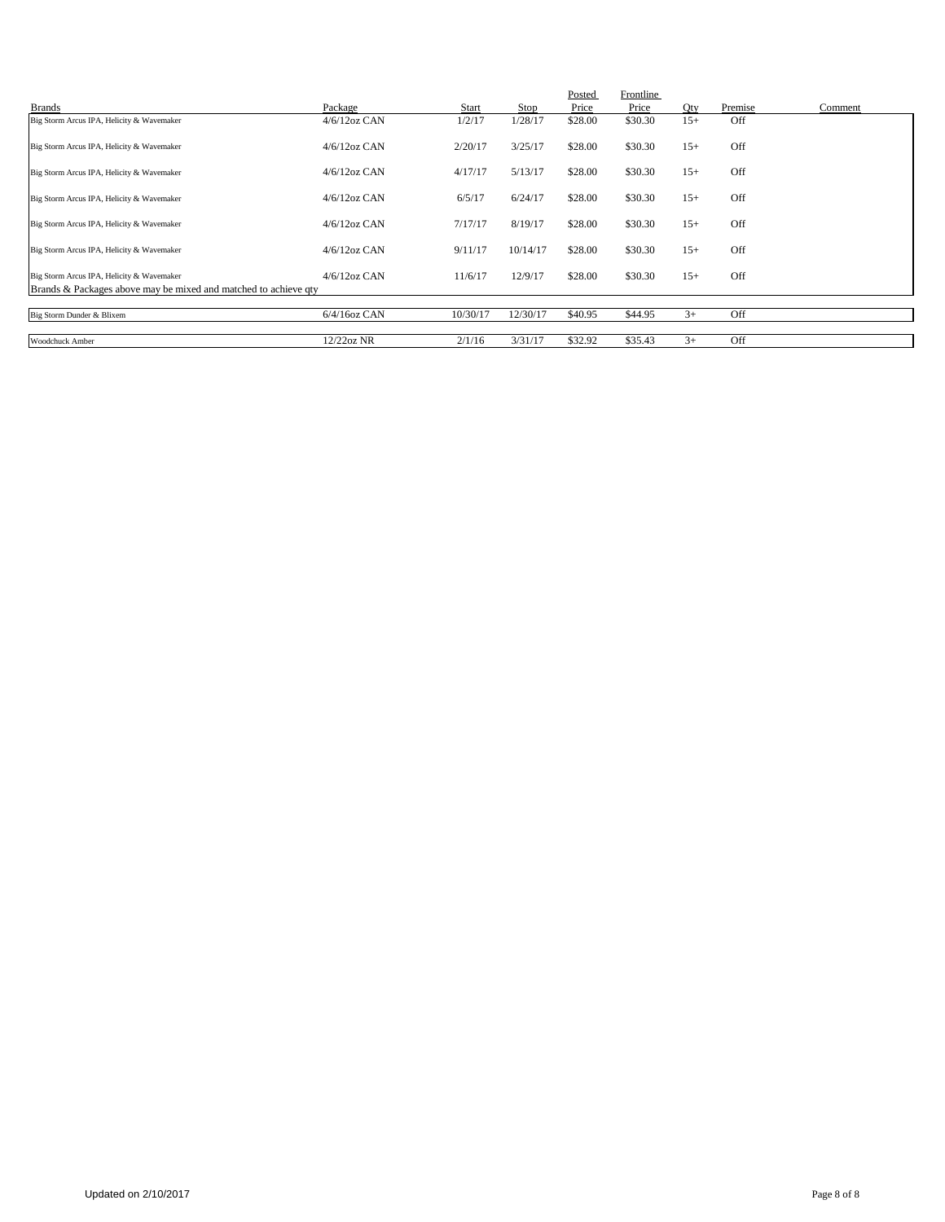| Brands | Package | Start | Stop | Posted Price | Frontline Price | Qty | Premise | Comment |
|---|---|---|---|---|---|---|---|---|
| Big Storm Arcus IPA, Helicity & Wavemaker | 4/6/12oz CAN | 1/2/17 | 1/28/17 | $28.00 | $30.30 | 15+ | Off | |
| Big Storm Arcus IPA, Helicity & Wavemaker | 4/6/12oz CAN | 2/20/17 | 3/25/17 | $28.00 | $30.30 | 15+ | Off | |
| Big Storm Arcus IPA, Helicity & Wavemaker | 4/6/12oz CAN | 4/17/17 | 5/13/17 | $28.00 | $30.30 | 15+ | Off | |
| Big Storm Arcus IPA, Helicity & Wavemaker | 4/6/12oz CAN | 6/5/17 | 6/24/17 | $28.00 | $30.30 | 15+ | Off | |
| Big Storm Arcus IPA, Helicity & Wavemaker | 4/6/12oz CAN | 7/17/17 | 8/19/17 | $28.00 | $30.30 | 15+ | Off | |
| Big Storm Arcus IPA, Helicity & Wavemaker | 4/6/12oz CAN | 9/11/17 | 10/14/17 | $28.00 | $30.30 | 15+ | Off | |
| Big Storm Arcus IPA, Helicity & Wavemaker | 4/6/12oz CAN | 11/6/17 | 12/9/17 | $28.00 | $30.30 | 15+ | Off | |
| Brands & Packages above may be mixed and matched to achieve qty | | | | | | | | |
| Big Storm Dunder & Blixem | 6/4/16oz CAN | 10/30/17 | 12/30/17 | $40.95 | $44.95 | 3+ | Off | |
| Woodchuck Amber | 12/22oz NR | 2/1/16 | 3/31/17 | $32.92 | $35.43 | 3+ | Off | |

Updated on 2/10/2017